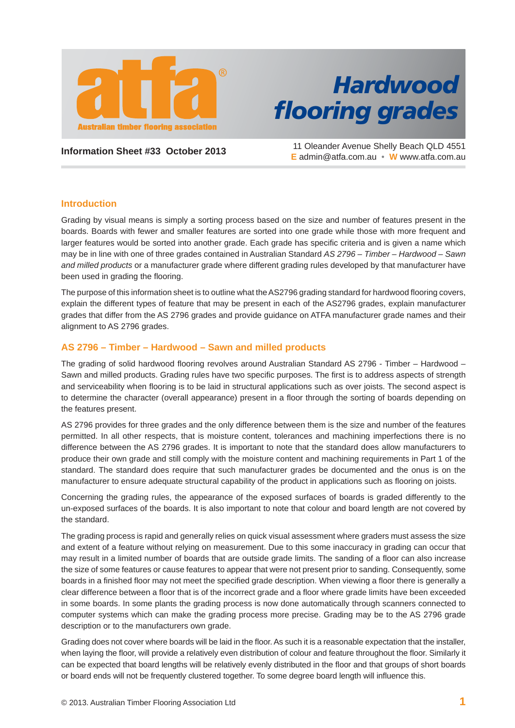# Hardwood flooring grades

**atfa®** Australian timber flooring association

**Information Sheet #33 October 2013**

11 Oleander Avenue Shelly Beach QLD 4551
E admin@atfa.com.au • W www.atfa.com.au

## Introduction

Grading by visual means is simply a sorting process based on the size and number of features present in the boards. Boards with fewer and smaller features are sorted into one grade while those with more frequent and larger features would be sorted into another grade. Each grade has specific criteria and is given a name which may be in line with one of three grades contained in Australian Standard *AS 2796 – Timber – Hardwood – Sawn and milled products* or a manufacturer grade where different grading rules developed by that manufacturer have been used in grading the flooring.

The purpose of this information sheet is to outline what the AS2796 grading standard for hardwood flooring covers, explain the different types of feature that may be present in each of the AS2796 grades, explain manufacturer grades that differ from the AS 2796 grades and provide guidance on ATFA manufacturer grade names and their alignment to AS 2796 grades.

## AS 2796 – Timber – Hardwood – Sawn and milled products

The grading of solid hardwood flooring revolves around Australian Standard AS 2796 - Timber – Hardwood – Sawn and milled products. Grading rules have two specific purposes. The first is to address aspects of strength and serviceability when flooring is to be laid in structural applications such as over joists. The second aspect is to determine the character (overall appearance) present in a floor through the sorting of boards depending on the features present.

AS 2796 provides for three grades and the only difference between them is the size and number of the features permitted. In all other respects, that is moisture content, tolerances and machining imperfections there is no difference between the AS 2796 grades. It is important to note that the standard does allow manufacturers to produce their own grade and still comply with the moisture content and machining requirements in Part 1 of the standard. The standard does require that such manufacturer grades be documented and the onus is on the manufacturer to ensure adequate structural capability of the product in applications such as flooring on joists.

Concerning the grading rules, the appearance of the exposed surfaces of boards is graded differently to the un-exposed surfaces of the boards. It is also important to note that colour and board length are not covered by the standard.

The grading process is rapid and generally relies on quick visual assessment where graders must assess the size and extent of a feature without relying on measurement. Due to this some inaccuracy in grading can occur that may result in a limited number of boards that are outside grade limits. The sanding of a floor can also increase the size of some features or cause features to appear that were not present prior to sanding. Consequently, some boards in a finished floor may not meet the specified grade description. When viewing a floor there is generally a clear difference between a floor that is of the incorrect grade and a floor where grade limits have been exceeded in some boards. In some plants the grading process is now done automatically through scanners connected to computer systems which can make the grading process more precise. Grading may be to the AS 2796 grade description or to the manufacturers own grade.

Grading does not cover where boards will be laid in the floor. As such it is a reasonable expectation that the installer, when laying the floor, will provide a relatively even distribution of colour and feature throughout the floor. Similarly it can be expected that board lengths will be relatively evenly distributed in the floor and that groups of short boards or board ends will not be frequently clustered together. To some degree board length will influence this.

© 2013. Australian Timber Flooring Association Ltd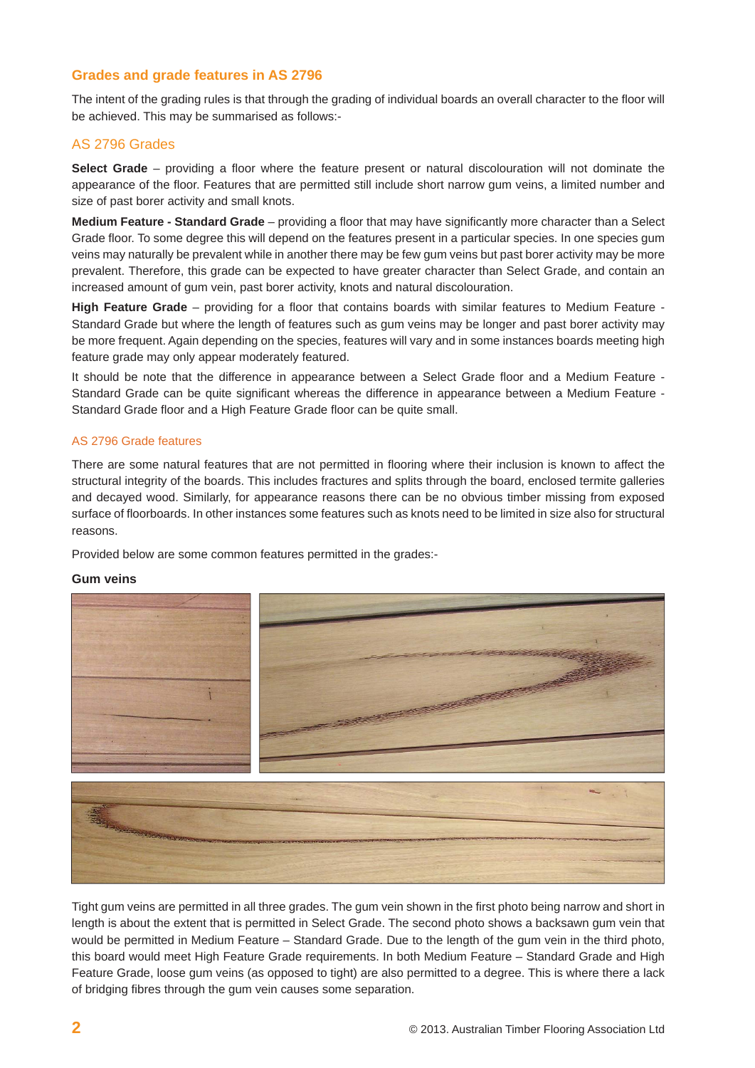## Grades and grade features in AS 2796

The intent of the grading rules is that through the grading of individual boards an overall character to the floor will be achieved. This may be summarised as follows:-

### AS 2796 Grades

**Select Grade** – providing a floor where the feature present or natural discolouration will not dominate the appearance of the floor. Features that are permitted still include short narrow gum veins, a limited number and size of past borer activity and small knots.

**Medium Feature - Standard Grade** – providing a floor that may have significantly more character than a Select Grade floor. To some degree this will depend on the features present in a particular species. In one species gum veins may naturally be prevalent while in another there may be few gum veins but past borer activity may be more prevalent. Therefore, this grade can be expected to have greater character than Select Grade, and contain an increased amount of gum vein, past borer activity, knots and natural discolouration.

**High Feature Grade** – providing for a floor that contains boards with similar features to Medium Feature - Standard Grade but where the length of features such as gum veins may be longer and past borer activity may be more frequent. Again depending on the species, features will vary and in some instances boards meeting high feature grade may only appear moderately featured.

It should be note that the difference in appearance between a Select Grade floor and a Medium Feature - Standard Grade can be quite significant whereas the difference in appearance between a Medium Feature - Standard Grade floor and a High Feature Grade floor can be quite small.

#### AS 2796 Grade features

There are some natural features that are not permitted in flooring where their inclusion is known to affect the structural integrity of the boards. This includes fractures and splits through the board, enclosed termite galleries and decayed wood. Similarly, for appearance reasons there can be no obvious timber missing from exposed surface of floorboards. In other instances some features such as knots need to be limited in size also for structural reasons.

Provided below are some common features permitted in the grades:-

**Gum veins**

Tight gum veins are permitted in all three grades. The gum vein shown in the first photo being narrow and short in length is about the extent that is permitted in Select Grade. The second photo shows a backsawn gum vein that would be permitted in Medium Feature – Standard Grade. Due to the length of the gum vein in the third photo, this board would meet High Feature Grade requirements. In both Medium Feature – Standard Grade and High Feature Grade, loose gum veins (as opposed to tight) are also permitted to a degree. This is where there a lack of bridging fibres through the gum vein causes some separation.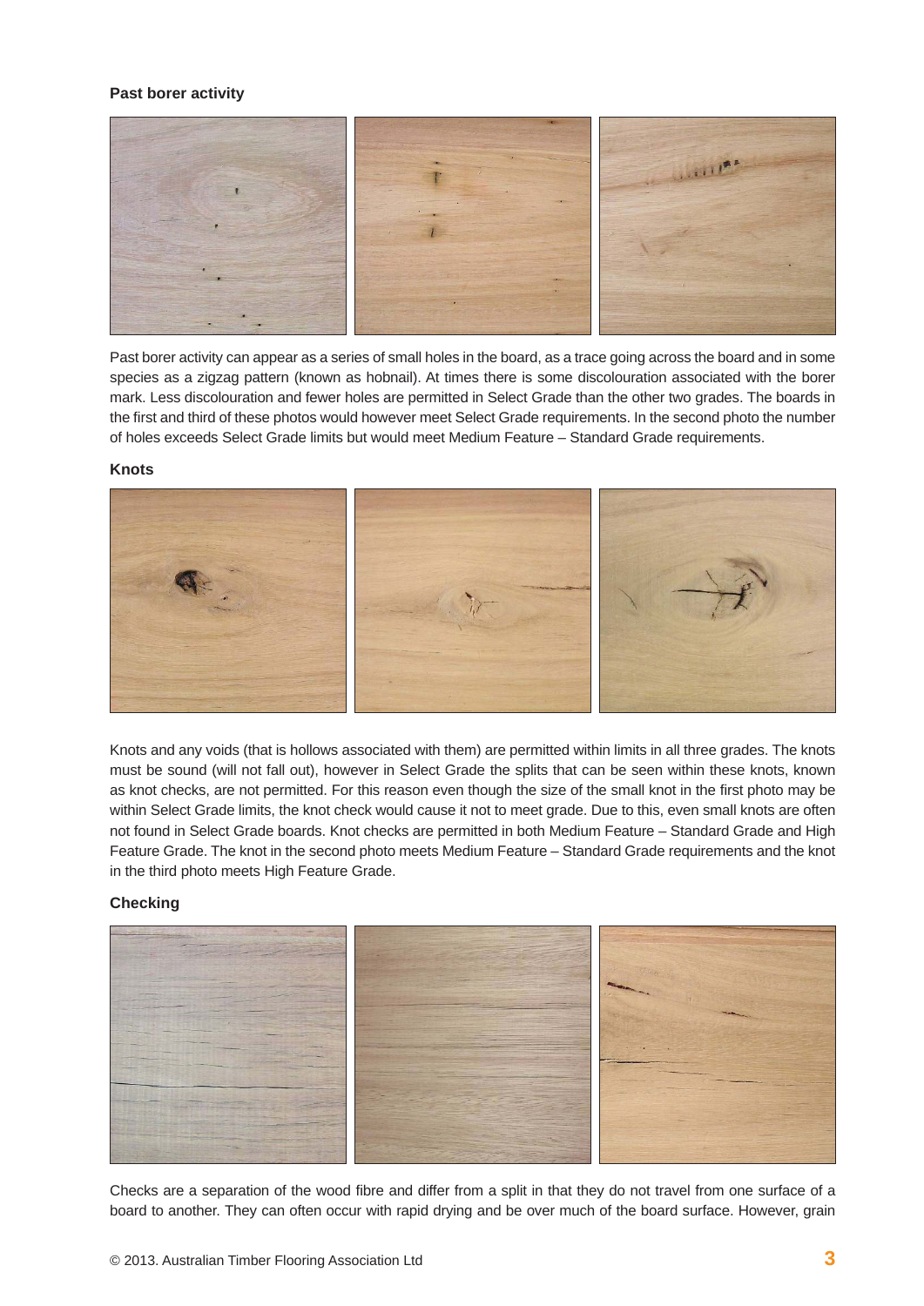### Past borer activity

Past borer activity can appear as a series of small holes in the board, as a trace going across the board and in some species as a zigzag pattern (known as hobnail). At times there is some discolouration associated with the borer mark. Less discolouration and fewer holes are permitted in Select Grade than the other two grades. The boards in the first and third of these photos would however meet Select Grade requirements. In the second photo the number of holes exceeds Select Grade limits but would meet Medium Feature – Standard Grade requirements.

### Knots

Knots and any voids (that is hollows associated with them) are permitted within limits in all three grades. The knots must be sound (will not fall out), however in Select Grade the splits that can be seen within these knots, known as knot checks, are not permitted. For this reason even though the size of the small knot in the first photo may be within Select Grade limits, the knot check would cause it not to meet grade. Due to this, even small knots are often not found in Select Grade boards. Knot checks are permitted in both Medium Feature – Standard Grade and High Feature Grade. The knot in the second photo meets Medium Feature – Standard Grade requirements and the knot in the third photo meets High Feature Grade.

### Checking

Checks are a separation of the wood fibre and differ from a split in that they do not travel from one surface of a board to another. They can often occur with rapid drying and be over much of the board surface. However, grain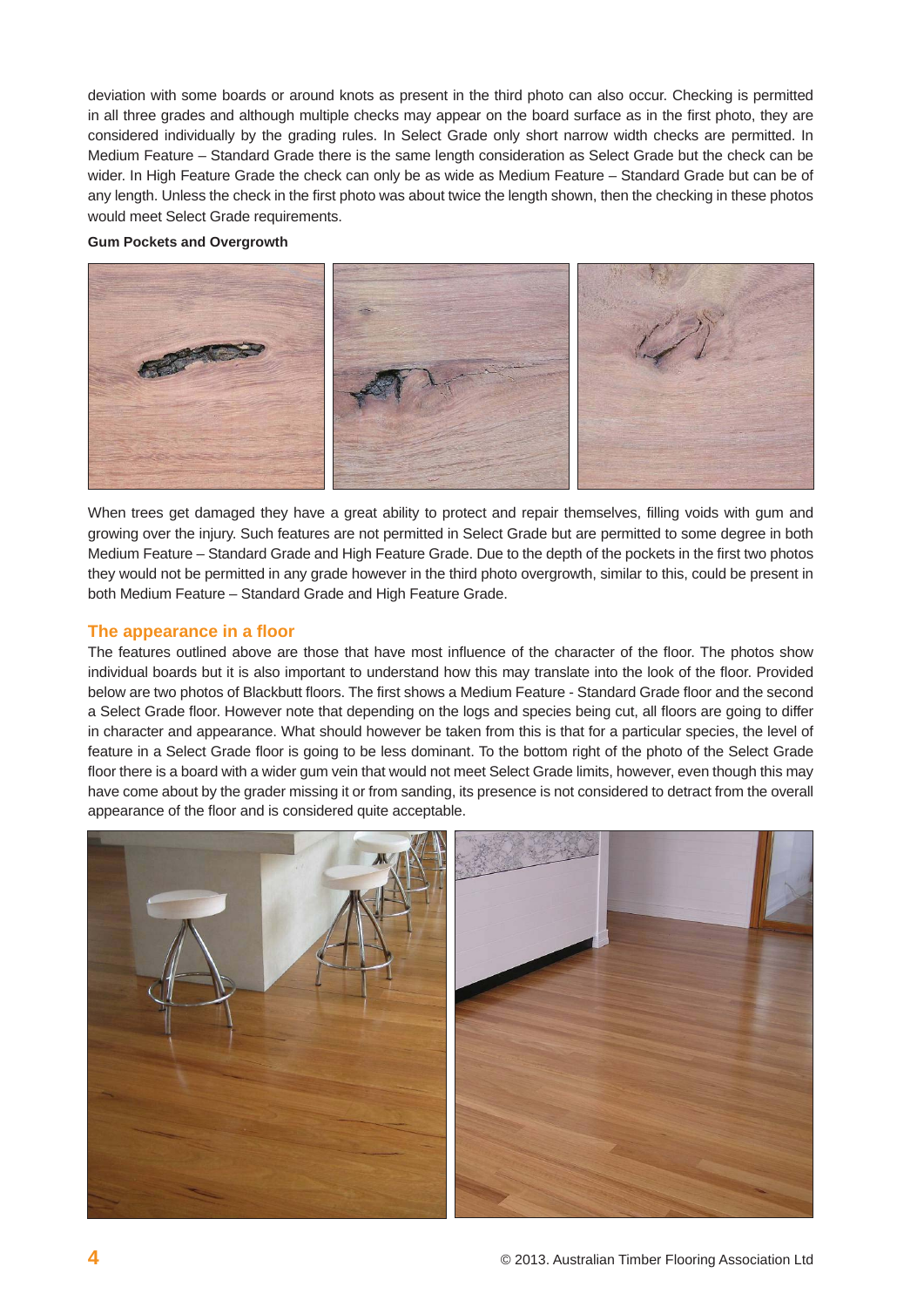deviation with some boards or around knots as present in the third photo can also occur. Checking is permitted in all three grades and although multiple checks may appear on the board surface as in the first photo, they are considered individually by the grading rules. In Select Grade only short narrow width checks are permitted. In Medium Feature – Standard Grade there is the same length consideration as Select Grade but the check can be wider. In High Feature Grade the check can only be as wide as Medium Feature – Standard Grade but can be of any length. Unless the check in the first photo was about twice the length shown, then the checking in these photos would meet Select Grade requirements.

**Gum Pockets and Overgrowth**

When trees get damaged they have a great ability to protect and repair themselves, filling voids with gum and growing over the injury. Such features are not permitted in Select Grade but are permitted to some degree in both Medium Feature – Standard Grade and High Feature Grade. Due to the depth of the pockets in the first two photos they would not be permitted in any grade however in the third photo overgrowth, similar to this, could be present in both Medium Feature – Standard Grade and High Feature Grade.

## The appearance in a floor

The features outlined above are those that have most influence of the character of the floor. The photos show individual boards but it is also important to understand how this may translate into the look of the floor. Provided below are two photos of Blackbutt floors. The first shows a Medium Feature - Standard Grade floor and the second a Select Grade floor. However note that depending on the logs and species being cut, all floors are going to differ in character and appearance. What should however be taken from this is that for a particular species, the level of feature in a Select Grade floor is going to be less dominant. To the bottom right of the photo of the Select Grade floor there is a board with a wider gum vein that would not meet Select Grade limits, however, even though this may have come about by the grader missing it or from sanding, its presence is not considered to detract from the overall appearance of the floor and is considered quite acceptable.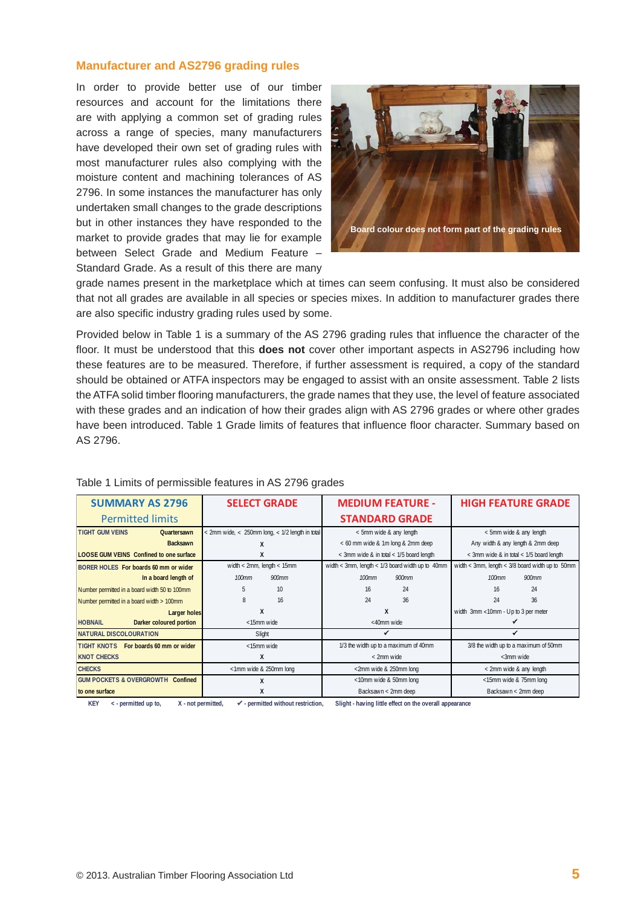## Manufacturer and AS2796 grading rules

In order to provide better use of our timber resources and account for the limitations there are with applying a common set of grading rules across a range of species, many manufacturers have developed their own set of grading rules with most manufacturer rules also complying with the moisture content and machining tolerances of AS 2796. In some instances the manufacturer has only undertaken small changes to the grade descriptions but in other instances they have responded to the market to provide grades that may lie for example between Select Grade and Medium Feature – Standard Grade. As a result of this there are many grade names present in the marketplace which at times can seem confusing. It must also be considered that not all grades are available in all species or species mixes. In addition to manufacturer grades there are also specific industry grading rules used by some.

Board colour does not form part of the grading rules

Provided below in Table 1 is a summary of the AS 2796 grading rules that influence the character of the floor. It must be understood that this **does not** cover other important aspects in AS2796 including how these features are to be measured. Therefore, if further assessment is required, a copy of the standard should be obtained or ATFA inspectors may be engaged to assist with an onsite assessment. Table 2 lists the ATFA solid timber flooring manufacturers, the grade names that they use, the level of feature associated with these grades and an indication of how their grades align with AS 2796 grades or where other grades have been introduced. Table 1 Grade limits of features that influence floor character. Summary based on AS 2796.

Table 1 Limits of permissible features in AS 2796 grades

| SUMMARY AS 2796 Permitted limits | SELECT GRADE | MEDIUM FEATURE - STANDARD GRADE | HIGH FEATURE GRADE |
|---|---|---|---|
| TIGHT GUM VEINS Quartersawn | < 2mm wide, < 250mm long, < 1/2 length in total | < 5mm wide & any length | < 5mm wide & any length |
| Backsawn | X | < 60 mm wide & 1m long & 2mm deep | Any width & any length & 2mm deep |
| LOOSE GUM VEINS Confined to one surface | X | < 3mm wide & in total < 1/5 board length | < 3mm wide & in total < 1/5 board length |
| BORER HOLES For boards 60 mm or wider | width < 2mm, length < 15mm | width < 3mm, length < 1/3 board width up to 40mm | width < 3mm, length < 3/8 board width up to 50mm |
| In a board length of | *100mm* / *900mm* | *100mm* / *900mm* | *100mm* / *900mm* |
| Number permitted in a board width 50 to 100mm | 5 / 10 | 16 / 24 | 16 / 24 |
| Number permitted in a board width > 100mm | 8 / 16 | 24 / 36 | 24 / 36 |
| Larger holes | X | X | width 3mm <10mm - Up to 3 per meter |
| HOBNAIL Darker coloured portion | <15mm wide | <40mm wide | ✔ |
| NATURAL DISCOLOURATION | Slight | ✔ | ✔ |
| TIGHT KNOTS For boards 60 mm or wider | <15mm wide | 1/3 the width up to a maximum of 40mm | 3/8 the width up to a maximum of 50mm |
| KNOT CHECKS | X | < 2mm wide | <3mm wide |
| CHECKS | <1mm wide & 250mm long | <2mm wide & 250mm long | < 2mm wide & any length |
| GUM POCKETS & OVERGROWTH Confined | X | <10mm wide & 50mm long | <15mm wide & 75mm long |
| to one surface | X | Backsawn < 2mm deep | Backsawn < 2mm deep |

KEY &lt; - permitted up to, X - not permitted, ✔ - permitted without restriction, Slight - having little effect on the overall appearance

© 2013. Australian Timber Flooring Association Ltd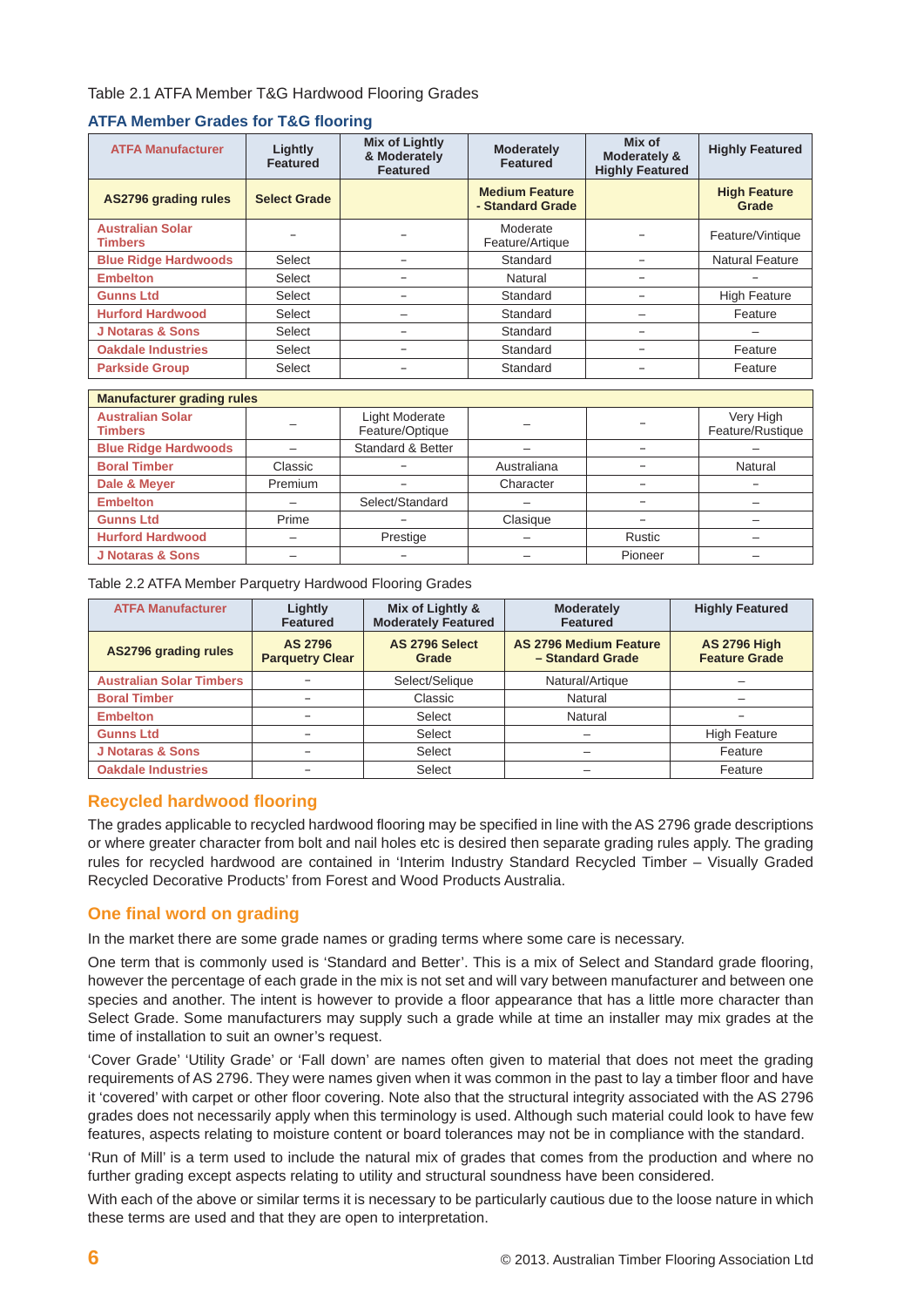Table 2.1 ATFA Member T&G Hardwood Flooring Grades

## ATFA Member Grades for T&G flooring

| ATFA Manufacturer | Lightly Featured | Mix of Lightly & Moderately Featured | Moderately Featured | Mix of Moderately & Highly Featured | Highly Featured |
|---|---|---|---|---|---|
| **AS2796 grading rules** | **Select Grade** | | **Medium Feature - Standard Grade** | | **High Feature Grade** |
| Australian Solar Timbers | – | – | Moderate Feature/Artique | – | Feature/Vintique |
| Blue Ridge Hardwoods | Select | – | Standard | – | Natural Feature |
| Embelton | Select | – | Natural | – | – |
| Gunns Ltd | Select | – | Standard | – | High Feature |
| Hurford Hardwood | Select | – | Standard | – | Feature |
| J Notaras & Sons | Select | – | Standard | – | – |
| Oakdale Industries | Select | – | Standard | – | Feature |
| Parkside Group | Select | – | Standard | – | Feature |
| **Manufacturer grading rules** | | | | | |
| Australian Solar Timbers | – | Light Moderate Feature/Optique | – | – | Very High Feature/Rustique |
| Blue Ridge Hardwoods | – | Standard & Better | – | – | – |
| Boral Timber | Classic | – | Australiana | – | Natural |
| Dale & Meyer | Premium | – | Character | – | – |
| Embelton | – | Select/Standard | – | – | – |
| Gunns Ltd | Prime | – | Clasique | – | – |
| Hurford Hardwood | – | Prestige | – | Rustic | – |
| J Notaras & Sons | – | – | – | Pioneer | – |

Table 2.2 ATFA Member Parquetry Hardwood Flooring Grades

| ATFA Manufacturer | Lightly Featured | Mix of Lightly & Moderately Featured | Moderately Featured | Highly Featured |
|---|---|---|---|---|
| **AS2796 grading rules** | **AS 2796 Parquetry Clear** | **AS 2796 Select Grade** | **AS 2796 Medium Feature – Standard Grade** | **AS 2796 High Feature Grade** |
| Australian Solar Timbers | – | Select/Selique | Natural/Artique | – |
| Boral Timber | – | Classic | Natural | – |
| Embelton | – | Select | Natural | – |
| Gunns Ltd | – | Select | – | High Feature |
| J Notaras & Sons | – | Select | – | Feature |
| Oakdale Industries | – | Select | – | Feature |

## Recycled hardwood flooring

The grades applicable to recycled hardwood flooring may be specified in line with the AS 2796 grade descriptions or where greater character from bolt and nail holes etc is desired then separate grading rules apply. The grading rules for recycled hardwood are contained in 'Interim Industry Standard Recycled Timber – Visually Graded Recycled Decorative Products' from Forest and Wood Products Australia.

## One final word on grading

In the market there are some grade names or grading terms where some care is necessary.

One term that is commonly used is 'Standard and Better'. This is a mix of Select and Standard grade flooring, however the percentage of each grade in the mix is not set and will vary between manufacturer and between one species and another. The intent is however to provide a floor appearance that has a little more character than Select Grade. Some manufacturers may supply such a grade while at time an installer may mix grades at the time of installation to suit an owner's request.

'Cover Grade' 'Utility Grade' or 'Fall down' are names often given to material that does not meet the grading requirements of AS 2796. They were names given when it was common in the past to lay a timber floor and have it 'covered' with carpet or other floor covering. Note also that the structural integrity associated with the AS 2796 grades does not necessarily apply when this terminology is used. Although such material could look to have few features, aspects relating to moisture content or board tolerances may not be in compliance with the standard.

'Run of Mill' is a term used to include the natural mix of grades that comes from the production and where no further grading except aspects relating to utility and structural soundness have been considered.

With each of the above or similar terms it is necessary to be particularly cautious due to the loose nature in which these terms are used and that they are open to interpretation.

© 2013. Australian Timber Flooring Association Ltd